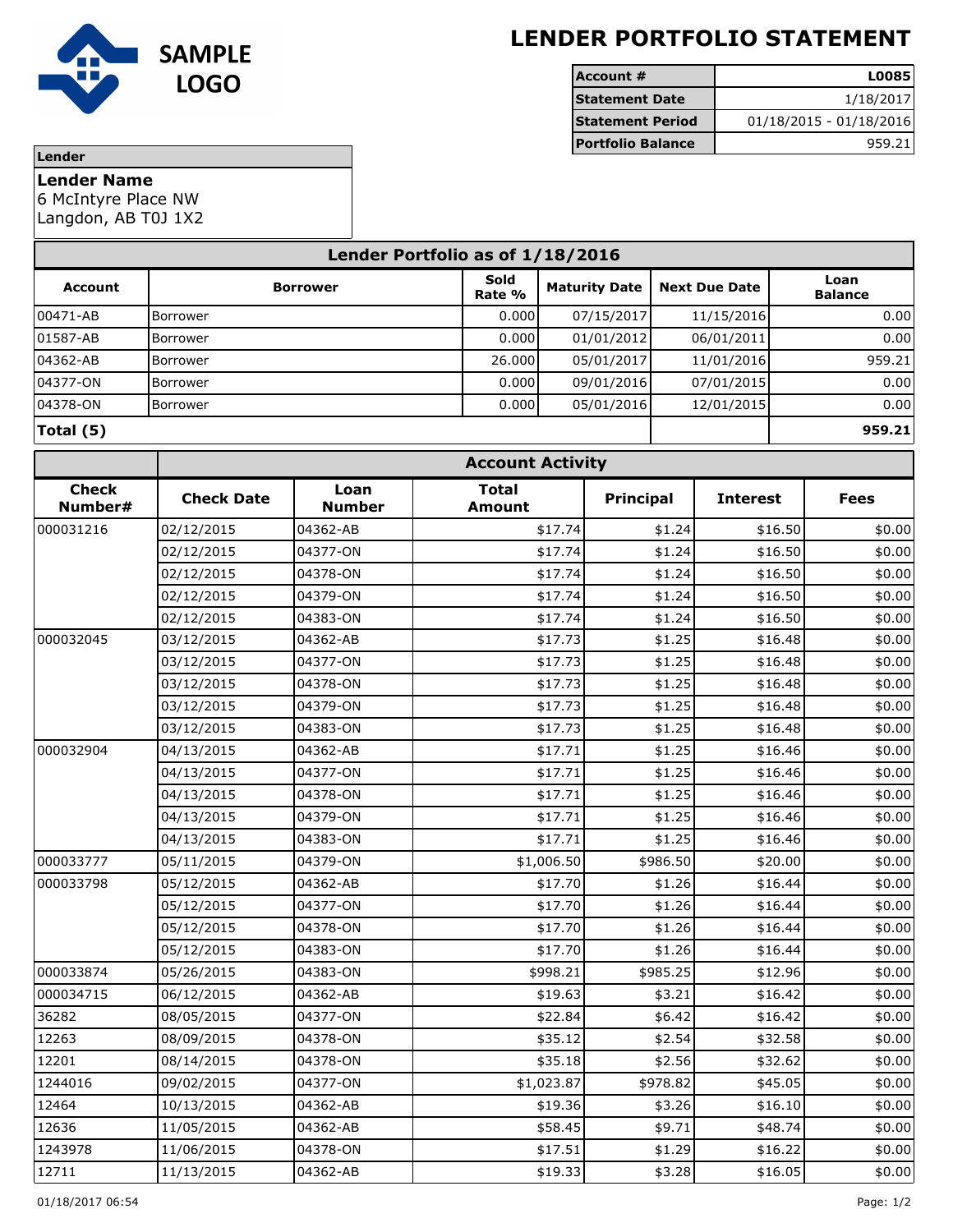SAMPLE LOGO

# LENDER PORTFOLIO STATEMENT

| Account # | L0085 |
|---|---|
| Statement Date | 1/18/2017 |
| Statement Period | 01/18/2015 - 01/18/2016 |
| Portfolio Balance | 959.21 |

**Lender**

**Lender Name**
6 McIntyre Place NW
Langdon, AB T0J 1X2

## Lender Portfolio as of 1/18/2016

| Account | Borrower | Sold Rate % | Maturity Date | Next Due Date | Loan Balance |
|---|---|---|---|---|---|
| 00471-AB | Borrower | 0.000 | 07/15/2017 | 11/15/2016 | 0.00 |
| 01587-AB | Borrower | 0.000 | 01/01/2012 | 06/01/2011 | 0.00 |
| 04362-AB | Borrower | 26.000 | 05/01/2017 | 11/01/2016 | 959.21 |
| 04377-ON | Borrower | 0.000 | 09/01/2016 | 07/01/2015 | 0.00 |
| 04378-ON | Borrower | 0.000 | 05/01/2016 | 12/01/2015 | 0.00 |
| **Total (5)** | | | | | **959.21** |

## Account Activity

| Check Number# | Check Date | Loan Number | Total Amount | Principal | Interest | Fees |
|---|---|---|---|---|---|---|
| 000031216 | 02/12/2015 | 04362-AB | $17.74 | $1.24 | $16.50 | $0.00 |
| | 02/12/2015 | 04377-ON | $17.74 | $1.24 | $16.50 | $0.00 |
| | 02/12/2015 | 04378-ON | $17.74 | $1.24 | $16.50 | $0.00 |
| | 02/12/2015 | 04379-ON | $17.74 | $1.24 | $16.50 | $0.00 |
| | 02/12/2015 | 04383-ON | $17.74 | $1.24 | $16.50 | $0.00 |
| 000032045 | 03/12/2015 | 04362-AB | $17.73 | $1.25 | $16.48 | $0.00 |
| | 03/12/2015 | 04377-ON | $17.73 | $1.25 | $16.48 | $0.00 |
| | 03/12/2015 | 04378-ON | $17.73 | $1.25 | $16.48 | $0.00 |
| | 03/12/2015 | 04379-ON | $17.73 | $1.25 | $16.48 | $0.00 |
| | 03/12/2015 | 04383-ON | $17.73 | $1.25 | $16.48 | $0.00 |
| 000032904 | 04/13/2015 | 04362-AB | $17.71 | $1.25 | $16.46 | $0.00 |
| | 04/13/2015 | 04377-ON | $17.71 | $1.25 | $16.46 | $0.00 |
| | 04/13/2015 | 04378-ON | $17.71 | $1.25 | $16.46 | $0.00 |
| | 04/13/2015 | 04379-ON | $17.71 | $1.25 | $16.46 | $0.00 |
| | 04/13/2015 | 04383-ON | $17.71 | $1.25 | $16.46 | $0.00 |
| 000033777 | 05/11/2015 | 04379-ON | $1,006.50 | $986.50 | $20.00 | $0.00 |
| 000033798 | 05/12/2015 | 04362-AB | $17.70 | $1.26 | $16.44 | $0.00 |
| | 05/12/2015 | 04377-ON | $17.70 | $1.26 | $16.44 | $0.00 |
| | 05/12/2015 | 04378-ON | $17.70 | $1.26 | $16.44 | $0.00 |
| | 05/12/2015 | 04383-ON | $17.70 | $1.26 | $16.44 | $0.00 |
| 000033874 | 05/26/2015 | 04383-ON | $998.21 | $985.25 | $12.96 | $0.00 |
| 000034715 | 06/12/2015 | 04362-AB | $19.63 | $3.21 | $16.42 | $0.00 |
| 36282 | 08/05/2015 | 04377-ON | $22.84 | $6.42 | $16.42 | $0.00 |
| 12263 | 08/09/2015 | 04378-ON | $35.12 | $2.54 | $32.58 | $0.00 |
| 12201 | 08/14/2015 | 04378-ON | $35.18 | $2.56 | $32.62 | $0.00 |
| 1244016 | 09/02/2015 | 04377-ON | $1,023.87 | $978.82 | $45.05 | $0.00 |
| 12464 | 10/13/2015 | 04362-AB | $19.36 | $3.26 | $16.10 | $0.00 |
| 12636 | 11/05/2015 | 04362-AB | $58.45 | $9.71 | $48.74 | $0.00 |
| 1243978 | 11/06/2015 | 04378-ON | $17.51 | $1.29 | $16.22 | $0.00 |
| 12711 | 11/13/2015 | 04362-AB | $19.33 | $3.28 | $16.05 | $0.00 |

01/18/2017 06:54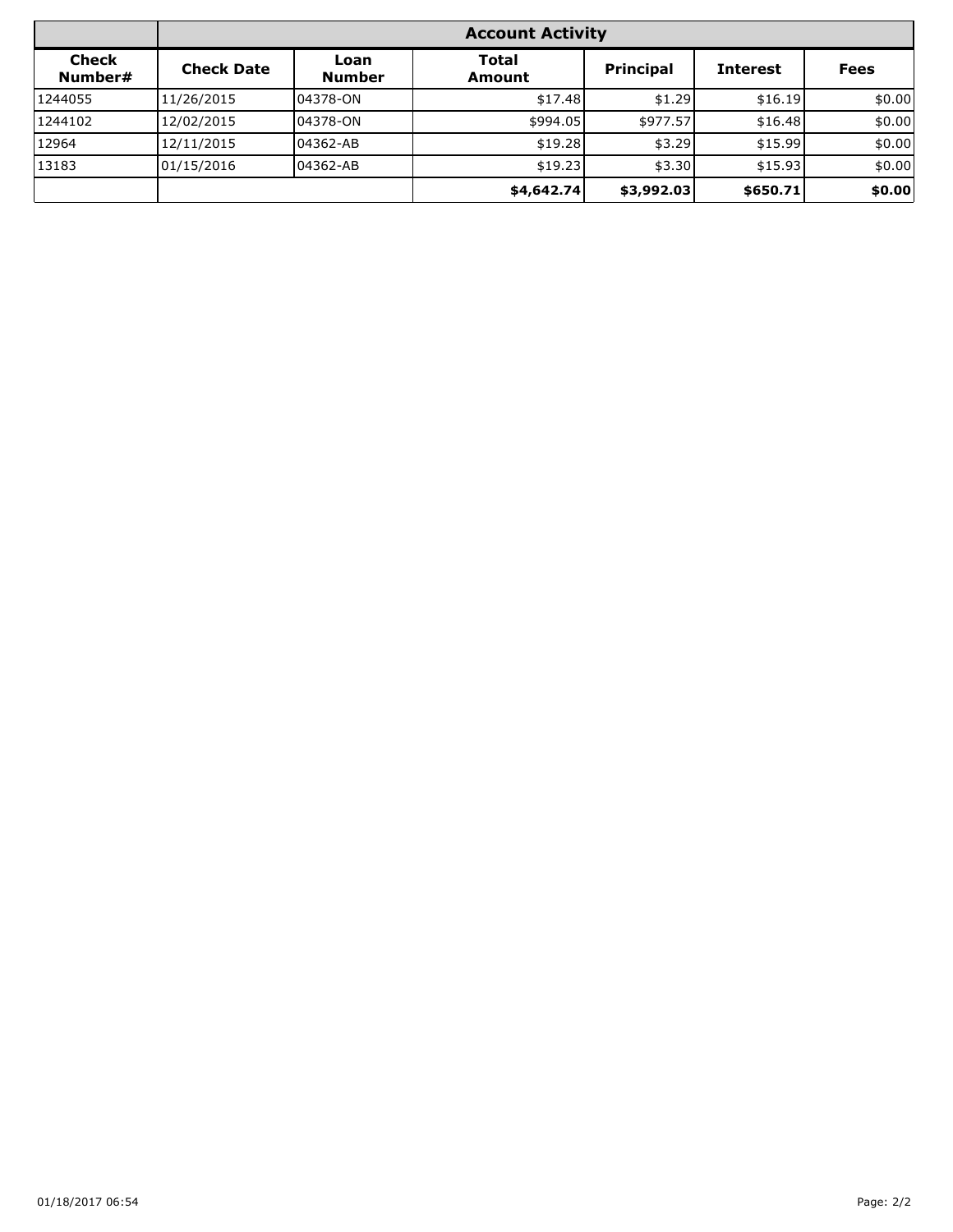| | Account Activity | | | | | |
|---|---|---|---|---|---|---|
| **Check Number#** | **Check Date** | **Loan Number** | **Total Amount** | **Principal** | **Interest** | **Fees** |
| 1244055 | 11/26/2015 | 04378-ON | $17.48 | $1.29 | $16.19 | $0.00 |
| 1244102 | 12/02/2015 | 04378-ON | $994.05 | $977.57 | $16.48 | $0.00 |
| 12964 | 12/11/2015 | 04362-AB | $19.28 | $3.29 | $15.99 | $0.00 |
| 13183 | 01/15/2016 | 04362-AB | $19.23 | $3.30 | $15.93 | $0.00 |
| | | | **$4,642.74** | **$3,992.03** | **$650.71** | **$0.00** |

01/18/2017 06:54